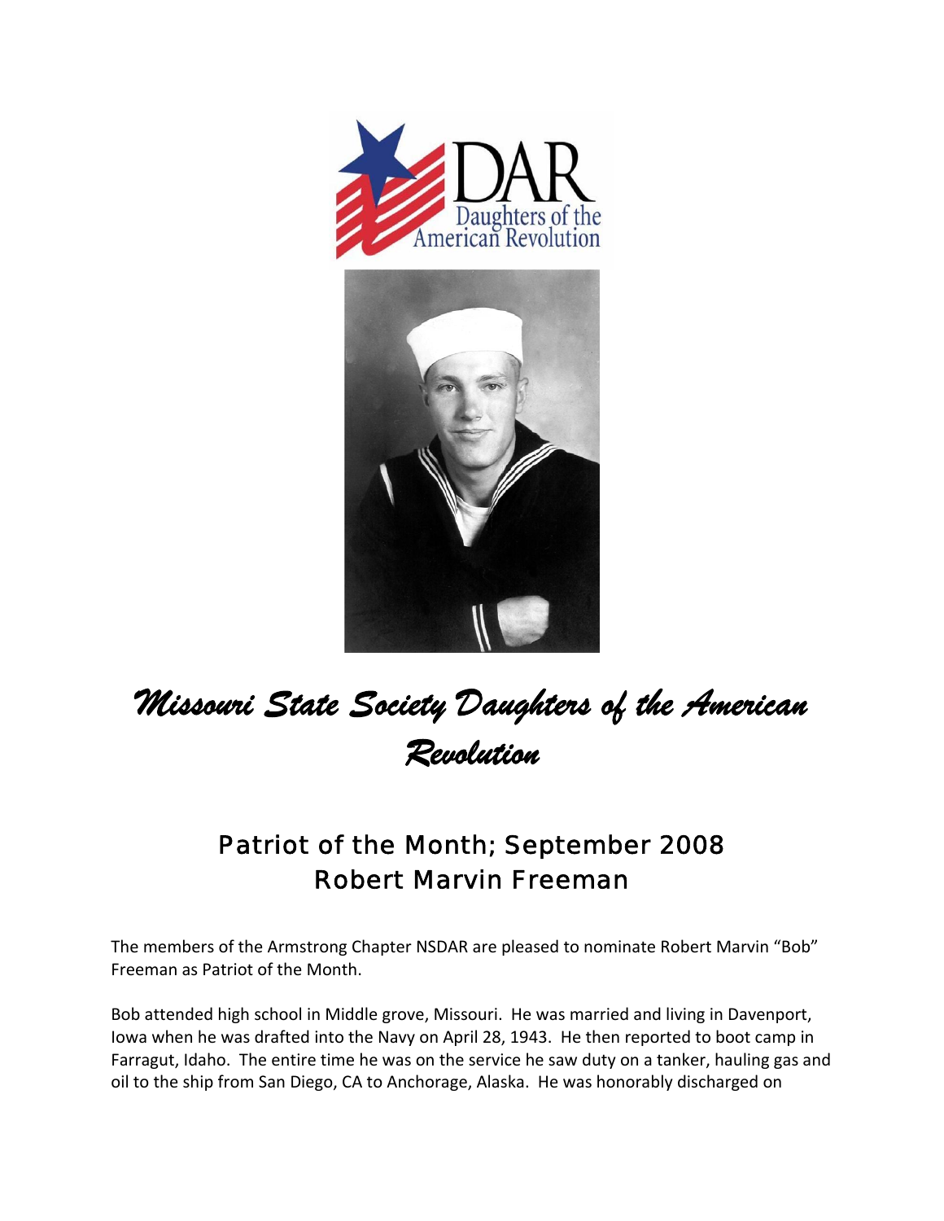# Missouri State Society Daughters of the American Revolution

## Patriot of the Month; September 2008
## Robert Marvin Freeman

The members of the Armstrong Chapter NSDAR are pleased to nominate Robert Marvin "Bob" Freeman as Patriot of the Month.

Bob attended high school in Middle grove, Missouri. He was married and living in Davenport, Iowa when he was drafted into the Navy on April 28, 1943. He then reported to boot camp in Farragut, Idaho. The entire time he was on the service he saw duty on a tanker, hauling gas and oil to the ship from San Diego, CA to Anchorage, Alaska. He was honorably discharged on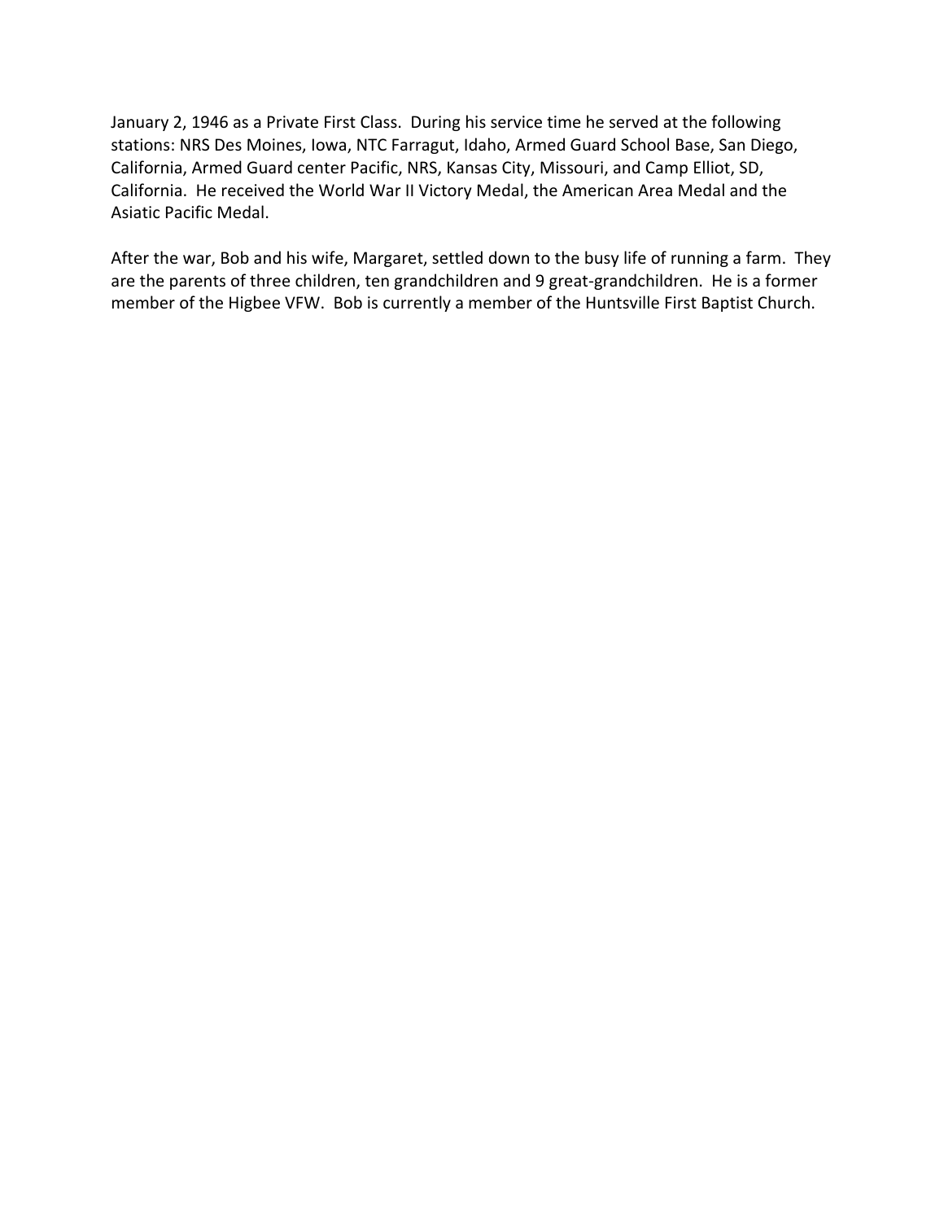January 2, 1946 as a Private First Class. During his service time he served at the following stations: NRS Des Moines, Iowa, NTC Farragut, Idaho, Armed Guard School Base, San Diego, California, Armed Guard center Pacific, NRS, Kansas City, Missouri, and Camp Elliot, SD, California. He received the World War II Victory Medal, the American Area Medal and the Asiatic Pacific Medal.

After the war, Bob and his wife, Margaret, settled down to the busy life of running a farm. They are the parents of three children, ten grandchildren and 9 great-grandchildren. He is a former member of the Higbee VFW. Bob is currently a member of the Huntsville First Baptist Church.